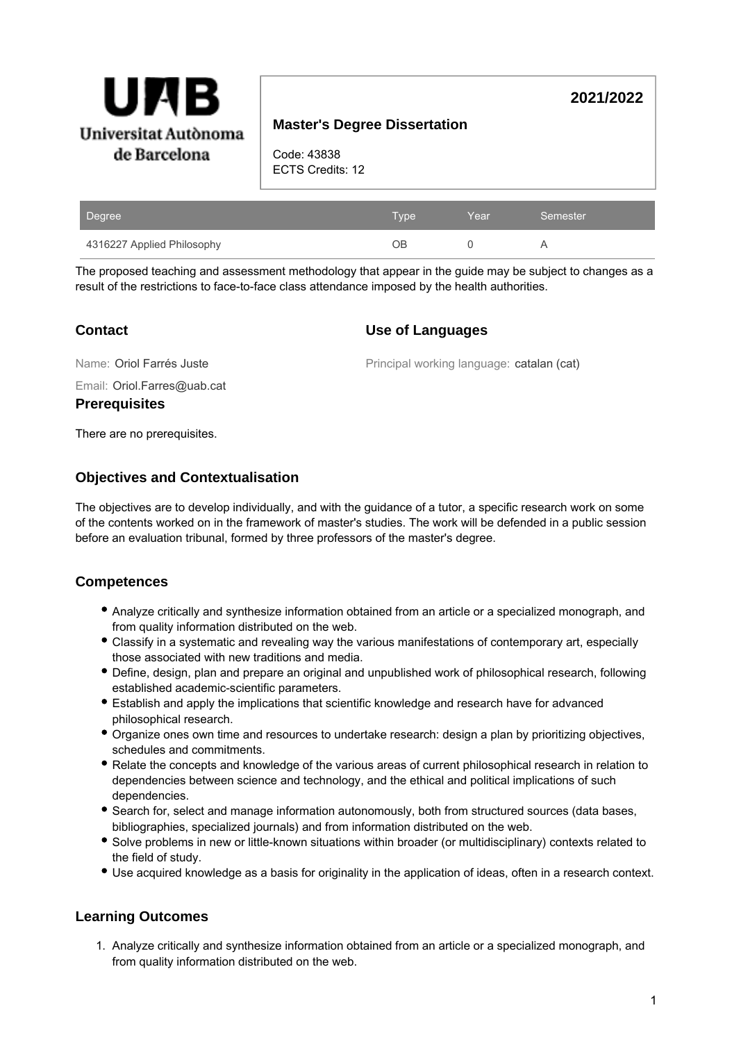**Universitat Autònoma de Barcelona**

**2021/2022**

## Master's Degree Dissertation

Code: 43838
ECTS Credits: 12

| Degree | Type | Year | Semester |
|---|---|---|---|
| 4316227 Applied Philosophy | OB | 0 | A |

The proposed teaching and assessment methodology that appear in the guide may be subject to changes as a result of the restrictions to face-to-face class attendance imposed by the health authorities.

### Contact

Name: Oriol Farrés Juste

Email: Oriol.Farres@uab.cat

### Use of Languages

Principal working language: catalan (cat)

### Prerequisites

There are no prerequisites.

### Objectives and Contextualisation

The objectives are to develop individually, and with the guidance of a tutor, a specific research work on some of the contents worked on in the framework of master's studies. The work will be defended in a public session before an evaluation tribunal, formed by three professors of the master's degree.

### Competences

- Analyze critically and synthesize information obtained from an article or a specialized monograph, and from quality information distributed on the web.
- Classify in a systematic and revealing way the various manifestations of contemporary art, especially those associated with new traditions and media.
- Define, design, plan and prepare an original and unpublished work of philosophical research, following established academic-scientific parameters.
- Establish and apply the implications that scientific knowledge and research have for advanced philosophical research.
- Organize ones own time and resources to undertake research: design a plan by prioritizing objectives, schedules and commitments.
- Relate the concepts and knowledge of the various areas of current philosophical research in relation to dependencies between science and technology, and the ethical and political implications of such dependencies.
- Search for, select and manage information autonomously, both from structured sources (data bases, bibliographies, specialized journals) and from information distributed on the web.
- Solve problems in new or little-known situations within broader (or multidisciplinary) contexts related to the field of study.
- Use acquired knowledge as a basis for originality in the application of ideas, often in a research context.

### Learning Outcomes

1. Analyze critically and synthesize information obtained from an article or a specialized monograph, and from quality information distributed on the web.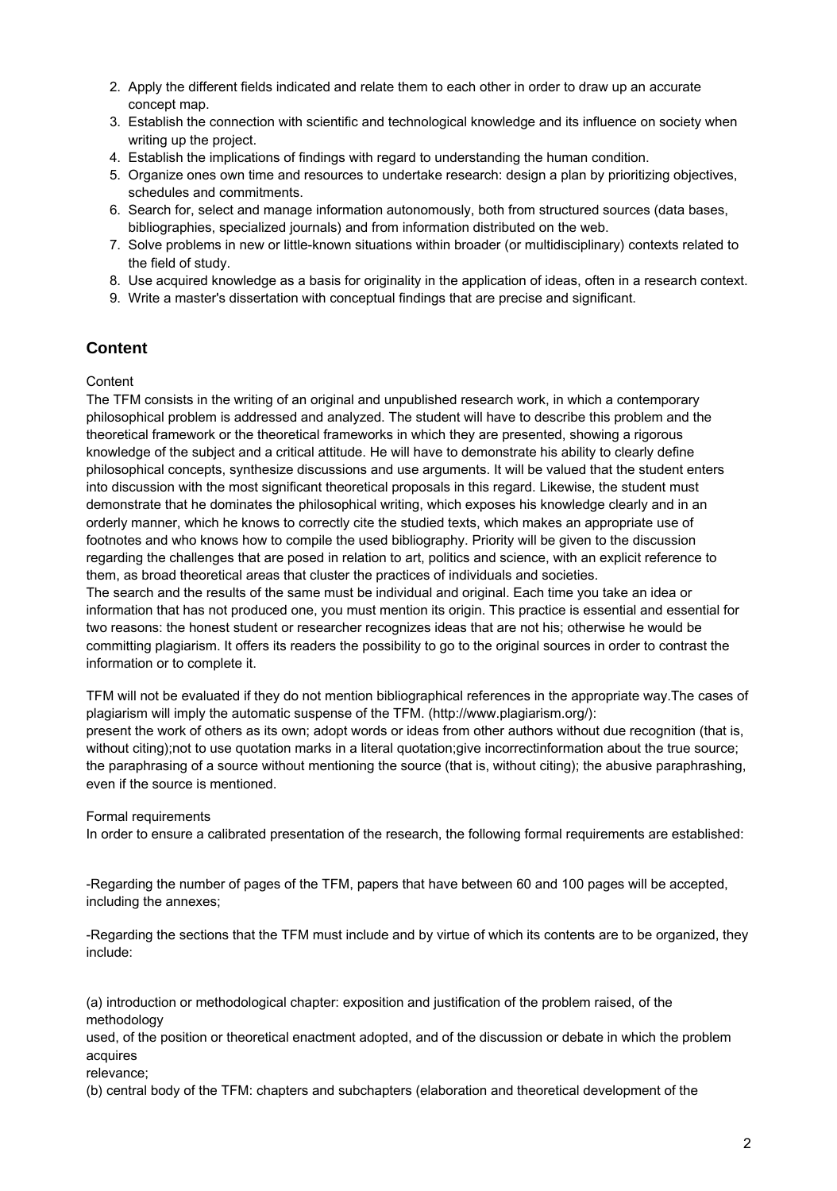2. Apply the different fields indicated and relate them to each other in order to draw up an accurate concept map.
3. Establish the connection with scientific and technological knowledge and its influence on society when writing up the project.
4. Establish the implications of findings with regard to understanding the human condition.
5. Organize ones own time and resources to undertake research: design a plan by prioritizing objectives, schedules and commitments.
6. Search for, select and manage information autonomously, both from structured sources (data bases, bibliographies, specialized journals) and from information distributed on the web.
7. Solve problems in new or little-known situations within broader (or multidisciplinary) contexts related to the field of study.
8. Use acquired knowledge as a basis for originality in the application of ideas, often in a research context.
9. Write a master's dissertation with conceptual findings that are precise and significant.

## Content

Content

The TFM consists in the writing of an original and unpublished research work, in which a contemporary philosophical problem is addressed and analyzed. The student will have to describe this problem and the theoretical framework or the theoretical frameworks in which they are presented, showing a rigorous knowledge of the subject and a critical attitude. He will have to demonstrate his ability to clearly define philosophical concepts, synthesize discussions and use arguments. It will be valued that the student enters into discussion with the most significant theoretical proposals in this regard. Likewise, the student must demonstrate that he dominates the philosophical writing, which exposes his knowledge clearly and in an orderly manner, which he knows to correctly cite the studied texts, which makes an appropriate use of footnotes and who knows how to compile the used bibliography. Priority will be given to the discussion regarding the challenges that are posed in relation to art, politics and science, with an explicit reference to them, as broad theoretical areas that cluster the practices of individuals and societies.
The search and the results of the same must be individual and original. Each time you take an idea or information that has not produced one, you must mention its origin. This practice is essential and essential for two reasons: the honest student or researcher recognizes ideas that are not his; otherwise he would be committing plagiarism. It offers its readers the possibility to go to the original sources in order to contrast the information or to complete it.

TFM will not be evaluated if they do not mention bibliographical references in the appropriate way.The cases of plagiarism will imply the automatic suspense of the TFM. (http://www.plagiarism.org/):
present the work of others as its own; adopt words or ideas from other authors without due recognition (that is, without citing);not to use quotation marks in a literal quotation;give incorrectinformation about the true source; the paraphrasing of a source without mentioning the source (that is, without citing); the abusive paraphrashing, even if the source is mentioned.

Formal requirements

In order to ensure a calibrated presentation of the research, the following formal requirements are established:

-Regarding the number of pages of the TFM, papers that have between 60 and 100 pages will be accepted, including the annexes;

-Regarding the sections that the TFM must include and by virtue of which its contents are to be organized, they include:

(a) introduction or methodological chapter: exposition and justification of the problem raised, of the methodology
used, of the position or theoretical enactment adopted, and of the discussion or debate in which the problem acquires
relevance;
(b) central body of the TFM: chapters and subchapters (elaboration and theoretical development of the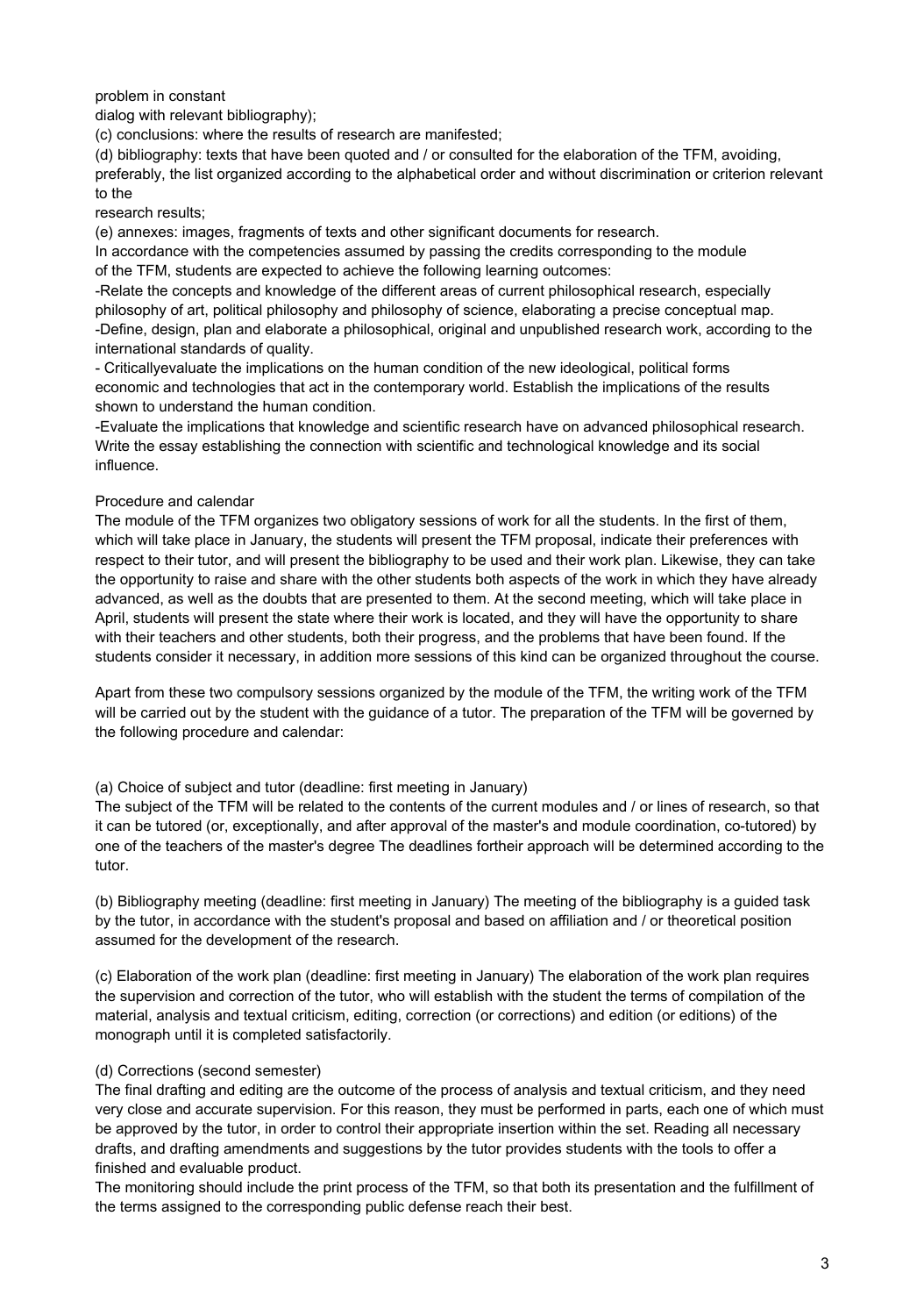problem in constant
dialog with relevant bibliography);

(c) conclusions: where the results of research are manifested;

(d) bibliography: texts that have been quoted and / or consulted for the elaboration of the TFM, avoiding, preferably, the list organized according to the alphabetical order and without discrimination or criterion relevant to the
research results;

(e) annexes: images, fragments of texts and other significant documents for research.

In accordance with the competencies assumed by passing the credits corresponding to the module of the TFM, students are expected to achieve the following learning outcomes:

-Relate the concepts and knowledge of the different areas of current philosophical research, especially philosophy of art, political philosophy and philosophy of science, elaborating a precise conceptual map.

-Define, design, plan and elaborate a philosophical, original and unpublished research work, according to the international standards of quality.

- Criticallyevaluate the implications on the human condition of the new ideological, political forms economic and technologies that act in the contemporary world. Establish the implications of the results shown to understand the human condition.

-Evaluate the implications that knowledge and scientific research have on advanced philosophical research. Write the essay establishing the connection with scientific and technological knowledge and its social influence.

Procedure and calendar

The module of the TFM organizes two obligatory sessions of work for all the students. In the first of them, which will take place in January, the students will present the TFM proposal, indicate their preferences with respect to their tutor, and will present the bibliography to be used and their work plan. Likewise, they can take the opportunity to raise and share with the other students both aspects of the work in which they have already advanced, as well as the doubts that are presented to them. At the second meeting, which will take place in April, students will present the state where their work is located, and they will have the opportunity to share with their teachers and other students, both their progress, and the problems that have been found. If the students consider it necessary, in addition more sessions of this kind can be organized throughout the course.

Apart from these two compulsory sessions organized by the module of the TFM, the writing work of the TFM will be carried out by the student with the guidance of a tutor. The preparation of the TFM will be governed by the following procedure and calendar:

(a) Choice of subject and tutor (deadline: first meeting in January)
The subject of the TFM will be related to the contents of the current modules and / or lines of research, so that it can be tutored (or, exceptionally, and after approval of the master's and module coordination, co-tutored) by one of the teachers of the master's degree The deadlines fortheir approach will be determined according to the tutor.

(b) Bibliography meeting (deadline: first meeting in January) The meeting of the bibliography is a guided task by the tutor, in accordance with the student's proposal and based on affiliation and / or theoretical position assumed for the development of the research.

(c) Elaboration of the work plan (deadline: first meeting in January) The elaboration of the work plan requires the supervision and correction of the tutor, who will establish with the student the terms of compilation of the material, analysis and textual criticism, editing, correction (or corrections) and edition (or editions) of the monograph until it is completed satisfactorily.

(d) Corrections (second semester)
The final drafting and editing are the outcome of the process of analysis and textual criticism, and they need very close and accurate supervision. For this reason, they must be performed in parts, each one of which must be approved by the tutor, in order to control their appropriate insertion within the set. Reading all necessary drafts, and drafting amendments and suggestions by the tutor provides students with the tools to offer a finished and evaluable product.

The monitoring should include the print process of the TFM, so that both its presentation and the fulfillment of the terms assigned to the corresponding public defense reach their best.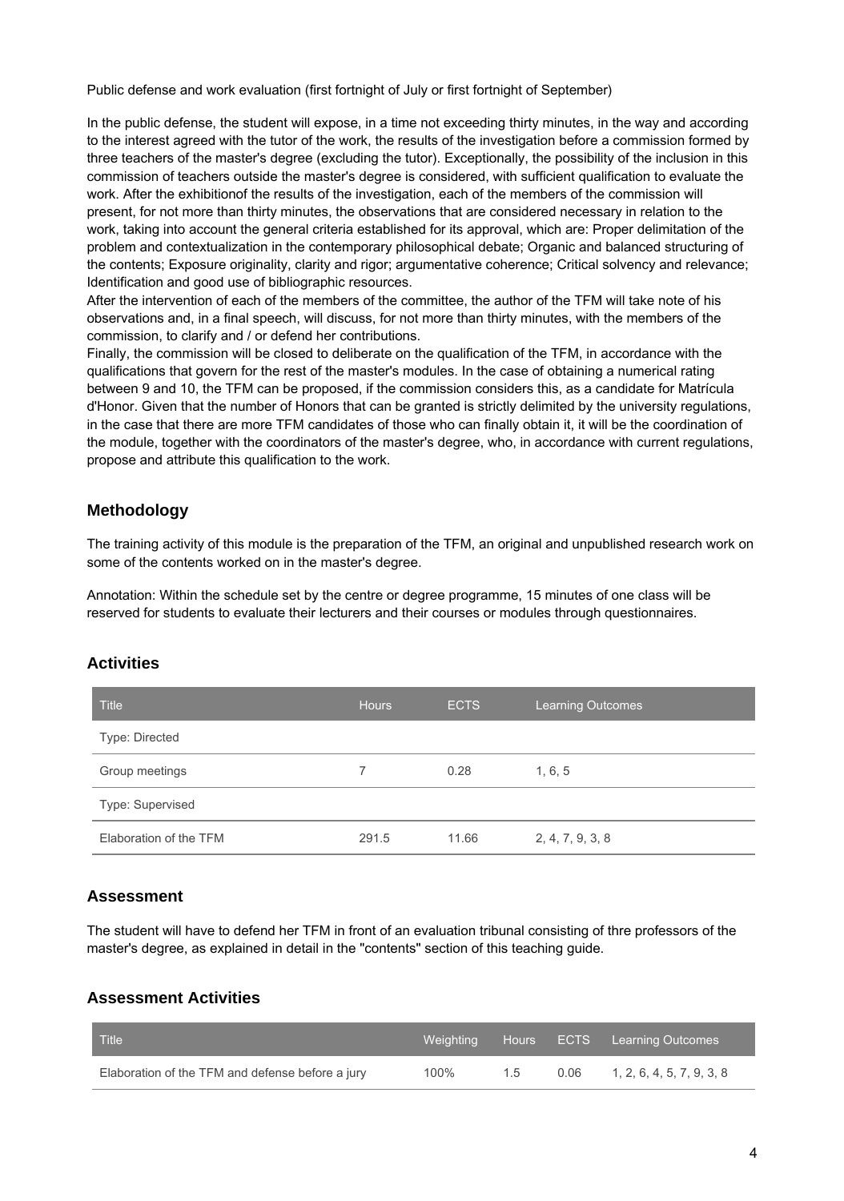Public defense and work evaluation (first fortnight of July or first fortnight of September)

In the public defense, the student will expose, in a time not exceeding thirty minutes, in the way and according to the interest agreed with the tutor of the work, the results of the investigation before a commission formed by three teachers of the master's degree (excluding the tutor). Exceptionally, the possibility of the inclusion in this commission of teachers outside the master's degree is considered, with sufficient qualification to evaluate the work. After the exhibitionof the results of the investigation, each of the members of the commission will present, for not more than thirty minutes, the observations that are considered necessary in relation to the work, taking into account the general criteria established for its approval, which are: Proper delimitation of the problem and contextualization in the contemporary philosophical debate; Organic and balanced structuring of the contents; Exposure originality, clarity and rigor; argumentative coherence; Critical solvency and relevance; Identification and good use of bibliographic resources.
After the intervention of each of the members of the committee, the author of the TFM will take note of his observations and, in a final speech, will discuss, for not more than thirty minutes, with the members of the commission, to clarify and / or defend her contributions.
Finally, the commission will be closed to deliberate on the qualification of the TFM, in accordance with the qualifications that govern for the rest of the master's modules. In the case of obtaining a numerical rating between 9 and 10, the TFM can be proposed, if the commission considers this, as a candidate for Matrícula d'Honor. Given that the number of Honors that can be granted is strictly delimited by the university regulations, in the case that there are more TFM candidates of those who can finally obtain it, it will be the coordination of the module, together with the coordinators of the master's degree, who, in accordance with current regulations, propose and attribute this qualification to the work.

## Methodology

The training activity of this module is the preparation of the TFM, an original and unpublished research work on some of the contents worked on in the master's degree.

Annotation: Within the schedule set by the centre or degree programme, 15 minutes of one class will be reserved for students to evaluate their lecturers and their courses or modules through questionnaires.

## Activities

| Title | Hours | ECTS | Learning Outcomes |
|---|---|---|---|
| Type: Directed | | | |
| Group meetings | 7 | 0.28 | 1, 6, 5 |
| Type: Supervised | | | |
| Elaboration of the TFM | 291.5 | 11.66 | 2, 4, 7, 9, 3, 8 |

## Assessment

The student will have to defend her TFM in front of an evaluation tribunal consisting of thre professors of the master's degree, as explained in detail in the "contents" section of this teaching guide.

## Assessment Activities

| Title | Weighting | Hours | ECTS | Learning Outcomes |
|---|---|---|---|---|
| Elaboration of the TFM and defense before a jury | 100% | 1.5 | 0.06 | 1, 2, 6, 4, 5, 7, 9, 3, 8 |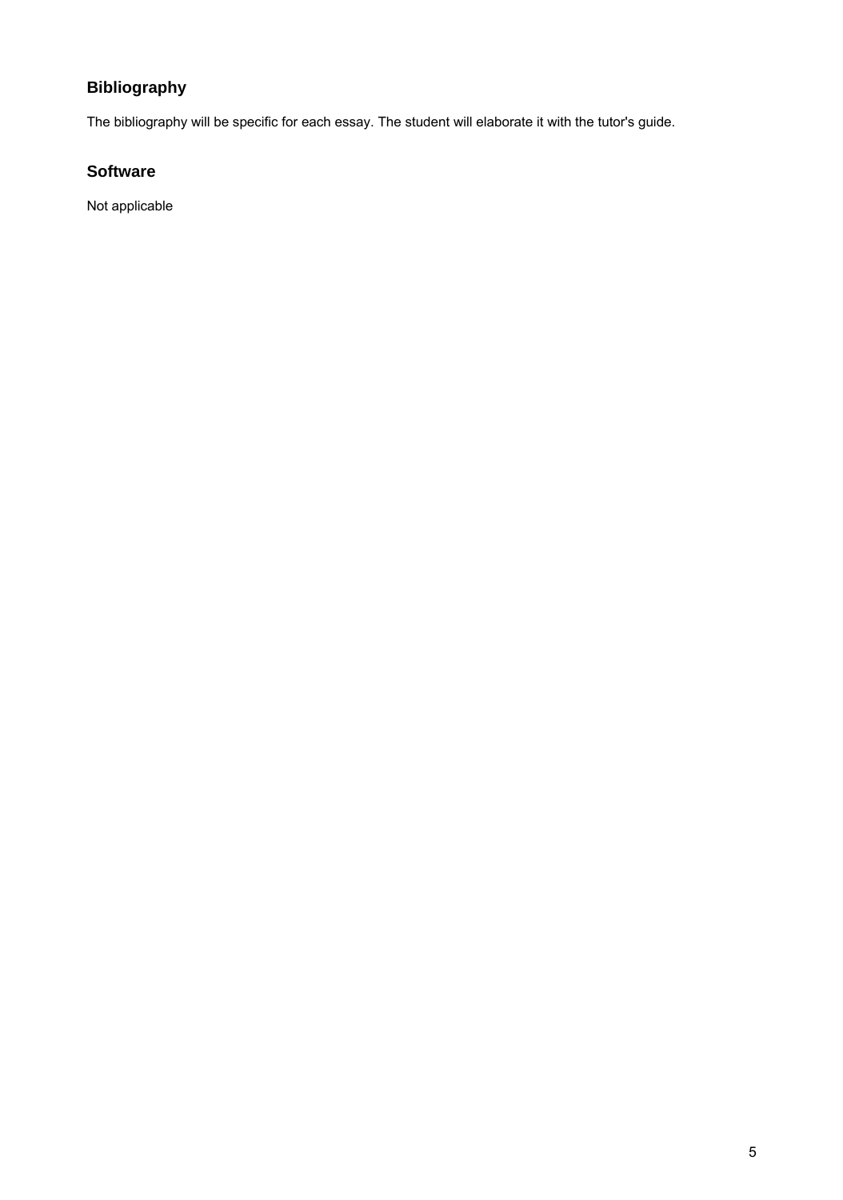## Bibliography

The bibliography will be specific for each essay. The student will elaborate it with the tutor's guide.

## Software

Not applicable